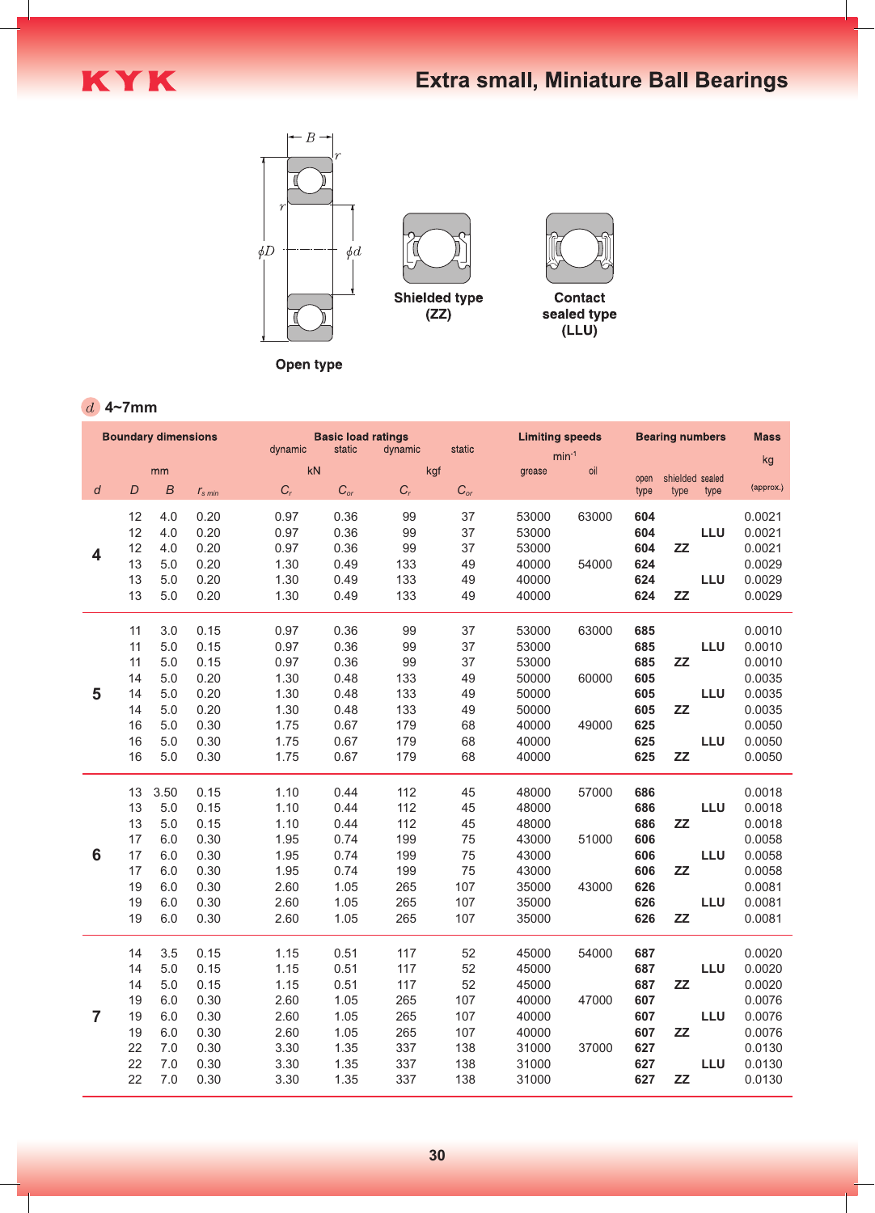# KYK

## Extra small, Miniature Ball Bearings

Open type

Shielded type (ZZ)

Contact sealed type (LLU)

### $d$ 4~7mm

| Boundary dimensions | | | | Basic load ratings | | | | Limiting speeds | | Bearing numbers | | | Mass |
|---|---|---|---|---|---|---|---|---|---|---|---|---|---|
| | | | | dynamic | static | dynamic | static | $min^{-1}$ | | | | | kg |
| mm | | | | kN | | kgf | | grease | oil | open type | shielded type | sealed type | (approx.) |
| $d$ | $D$ | $B$ | $r_{s\ min}$ | $C_r$ | $C_{or}$ | $C_r$ | $C_{or}$ | | | | | | |
| 4 | 12 | 4.0 | 0.20 | 0.97 | 0.36 | 99 | 37 | 53000 | 63000 | **604** | | | 0.0021 |
| | 12 | 4.0 | 0.20 | 0.97 | 0.36 | 99 | 37 | 53000 | | **604** | | **LLU** | 0.0021 |
| | 12 | 4.0 | 0.20 | 0.97 | 0.36 | 99 | 37 | 53000 | | **604** | **ZZ** | | 0.0021 |
| | 13 | 5.0 | 0.20 | 1.30 | 0.49 | 133 | 49 | 40000 | 54000 | **624** | | | 0.0029 |
| | 13 | 5.0 | 0.20 | 1.30 | 0.49 | 133 | 49 | 40000 | | **624** | | **LLU** | 0.0029 |
| | 13 | 5.0 | 0.20 | 1.30 | 0.49 | 133 | 49 | 40000 | | **624** | **ZZ** | | 0.0029 |
| 5 | 11 | 3.0 | 0.15 | 0.97 | 0.36 | 99 | 37 | 53000 | 63000 | **685** | | | 0.0010 |
| | 11 | 5.0 | 0.15 | 0.97 | 0.36 | 99 | 37 | 53000 | | **685** | | **LLU** | 0.0010 |
| | 11 | 5.0 | 0.15 | 0.97 | 0.36 | 99 | 37 | 53000 | | **685** | **ZZ** | | 0.0010 |
| | 14 | 5.0 | 0.20 | 1.30 | 0.48 | 133 | 49 | 50000 | 60000 | **605** | | | 0.0035 |
| | 14 | 5.0 | 0.20 | 1.30 | 0.48 | 133 | 49 | 50000 | | **605** | | **LLU** | 0.0035 |
| | 14 | 5.0 | 0.20 | 1.30 | 0.48 | 133 | 49 | 50000 | | **605** | **ZZ** | | 0.0035 |
| | 16 | 5.0 | 0.30 | 1.75 | 0.67 | 179 | 68 | 40000 | 49000 | **625** | | | 0.0050 |
| | 16 | 5.0 | 0.30 | 1.75 | 0.67 | 179 | 68 | 40000 | | **625** | | **LLU** | 0.0050 |
| | 16 | 5.0 | 0.30 | 1.75 | 0.67 | 179 | 68 | 40000 | | **625** | **ZZ** | | 0.0050 |
| 6 | 13 | 3.50 | 0.15 | 1.10 | 0.44 | 112 | 45 | 48000 | 57000 | **686** | | | 0.0018 |
| | 13 | 5.0 | 0.15 | 1.10 | 0.44 | 112 | 45 | 48000 | | **686** | | **LLU** | 0.0018 |
| | 13 | 5.0 | 0.15 | 1.10 | 0.44 | 112 | 45 | 48000 | | **686** | **ZZ** | | 0.0018 |
| | 17 | 6.0 | 0.30 | 1.95 | 0.74 | 199 | 75 | 43000 | 51000 | **606** | | | 0.0058 |
| | 17 | 6.0 | 0.30 | 1.95 | 0.74 | 199 | 75 | 43000 | | **606** | | **LLU** | 0.0058 |
| | 17 | 6.0 | 0.30 | 1.95 | 0.74 | 199 | 75 | 43000 | | **606** | **ZZ** | | 0.0058 |
| | 19 | 6.0 | 0.30 | 2.60 | 1.05 | 265 | 107 | 35000 | 43000 | **626** | | | 0.0081 |
| | 19 | 6.0 | 0.30 | 2.60 | 1.05 | 265 | 107 | 35000 | | **626** | | **LLU** | 0.0081 |
| | 19 | 6.0 | 0.30 | 2.60 | 1.05 | 265 | 107 | 35000 | | **626** | **ZZ** | | 0.0081 |
| 7 | 14 | 3.5 | 0.15 | 1.15 | 0.51 | 117 | 52 | 45000 | 54000 | **687** | | | 0.0020 |
| | 14 | 5.0 | 0.15 | 1.15 | 0.51 | 117 | 52 | 45000 | | **687** | | **LLU** | 0.0020 |
| | 14 | 5.0 | 0.15 | 1.15 | 0.51 | 117 | 52 | 45000 | | **687** | **ZZ** | | 0.0020 |
| | 19 | 6.0 | 0.30 | 2.60 | 1.05 | 265 | 107 | 40000 | 47000 | **607** | | | 0.0076 |
| | 19 | 6.0 | 0.30 | 2.60 | 1.05 | 265 | 107 | 40000 | | **607** | | **LLU** | 0.0076 |
| | 19 | 6.0 | 0.30 | 2.60 | 1.05 | 265 | 107 | 40000 | | **607** | **ZZ** | | 0.0076 |
| | 22 | 7.0 | 0.30 | 3.30 | 1.35 | 337 | 138 | 31000 | 37000 | **627** | | | 0.0130 |
| | 22 | 7.0 | 0.30 | 3.30 | 1.35 | 337 | 138 | 31000 | | **627** | | **LLU** | 0.0130 |
| | 22 | 7.0 | 0.30 | 3.30 | 1.35 | 337 | 138 | 31000 | | **627** | **ZZ** | | 0.0130 |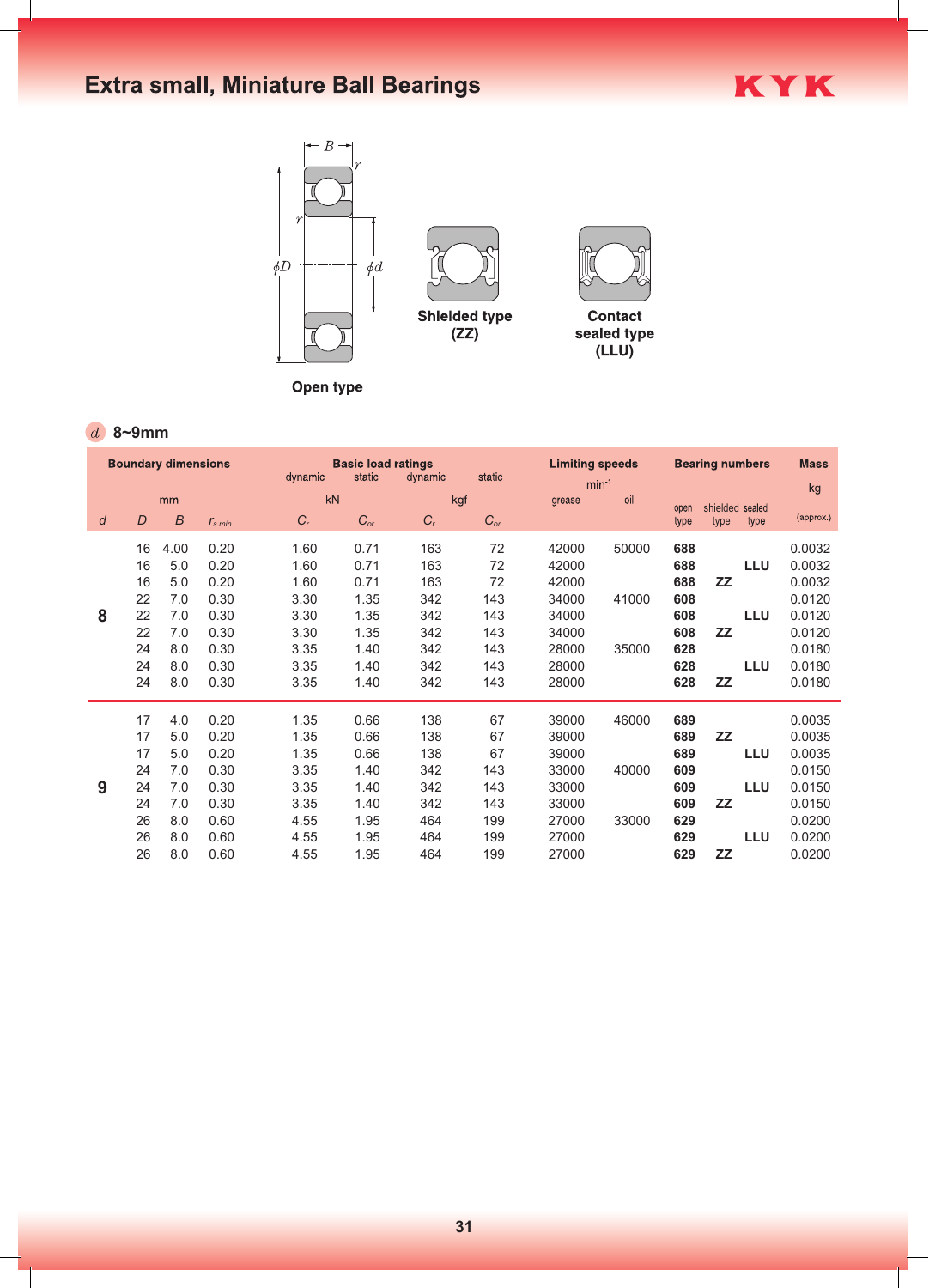# Extra small, Miniature Ball Bearings

Open type

Shielded type (ZZ)

Contact sealed type (LLU)

## $d$ 8~9mm

| Boundary dimensions | | | | Basic load ratings | | | | Limiting speeds | | Bearing numbers | | | Mass |
|---|---|---|---|---|---|---|---|---|---|---|---|---|---|
| | | | | dynamic | static | dynamic | static | $min^{-1}$ | | | | | kg |
| mm | | | | kN | | kgf | | grease | oil | open type | shielded type | sealed type | (approx.) |
| $d$ | $D$ | $B$ | $r_{s\ min}$ | $C_r$ | $C_{or}$ | $C_r$ | $C_{or}$ | | | | | | |
| 8 | 16 | 4.00 | 0.20 | 1.60 | 0.71 | 163 | 72 | 42000 | 50000 | 688 | | | 0.0032 |
| | 16 | 5.0 | 0.20 | 1.60 | 0.71 | 163 | 72 | 42000 | | 688 | | LLU | 0.0032 |
| | 16 | 5.0 | 0.20 | 1.60 | 0.71 | 163 | 72 | 42000 | | 688 | ZZ | | 0.0032 |
| | 22 | 7.0 | 0.30 | 3.30 | 1.35 | 342 | 143 | 34000 | 41000 | 608 | | | 0.0120 |
| | 22 | 7.0 | 0.30 | 3.30 | 1.35 | 342 | 143 | 34000 | | 608 | | LLU | 0.0120 |
| | 22 | 7.0 | 0.30 | 3.30 | 1.35 | 342 | 143 | 34000 | | 608 | ZZ | | 0.0120 |
| | 24 | 8.0 | 0.30 | 3.35 | 1.40 | 342 | 143 | 28000 | 35000 | 628 | | | 0.0180 |
| | 24 | 8.0 | 0.30 | 3.35 | 1.40 | 342 | 143 | 28000 | | 628 | | LLU | 0.0180 |
| | 24 | 8.0 | 0.30 | 3.35 | 1.40 | 342 | 143 | 28000 | | 628 | ZZ | | 0.0180 |
| 9 | 17 | 4.0 | 0.20 | 1.35 | 0.66 | 138 | 67 | 39000 | 46000 | 689 | | | 0.0035 |
| | 17 | 5.0 | 0.20 | 1.35 | 0.66 | 138 | 67 | 39000 | | 689 | ZZ | | 0.0035 |
| | 17 | 5.0 | 0.20 | 1.35 | 0.66 | 138 | 67 | 39000 | | 689 | | LLU | 0.0035 |
| | 24 | 7.0 | 0.30 | 3.35 | 1.40 | 342 | 143 | 33000 | 40000 | 609 | | | 0.0150 |
| | 24 | 7.0 | 0.30 | 3.35 | 1.40 | 342 | 143 | 33000 | | 609 | | LLU | 0.0150 |
| | 24 | 7.0 | 0.30 | 3.35 | 1.40 | 342 | 143 | 33000 | | 609 | ZZ | | 0.0150 |
| | 26 | 8.0 | 0.60 | 4.55 | 1.95 | 464 | 199 | 27000 | 33000 | 629 | | | 0.0200 |
| | 26 | 8.0 | 0.60 | 4.55 | 1.95 | 464 | 199 | 27000 | | 629 | | LLU | 0.0200 |
| | 26 | 8.0 | 0.60 | 4.55 | 1.95 | 464 | 199 | 27000 | | 629 | ZZ | | 0.0200 |